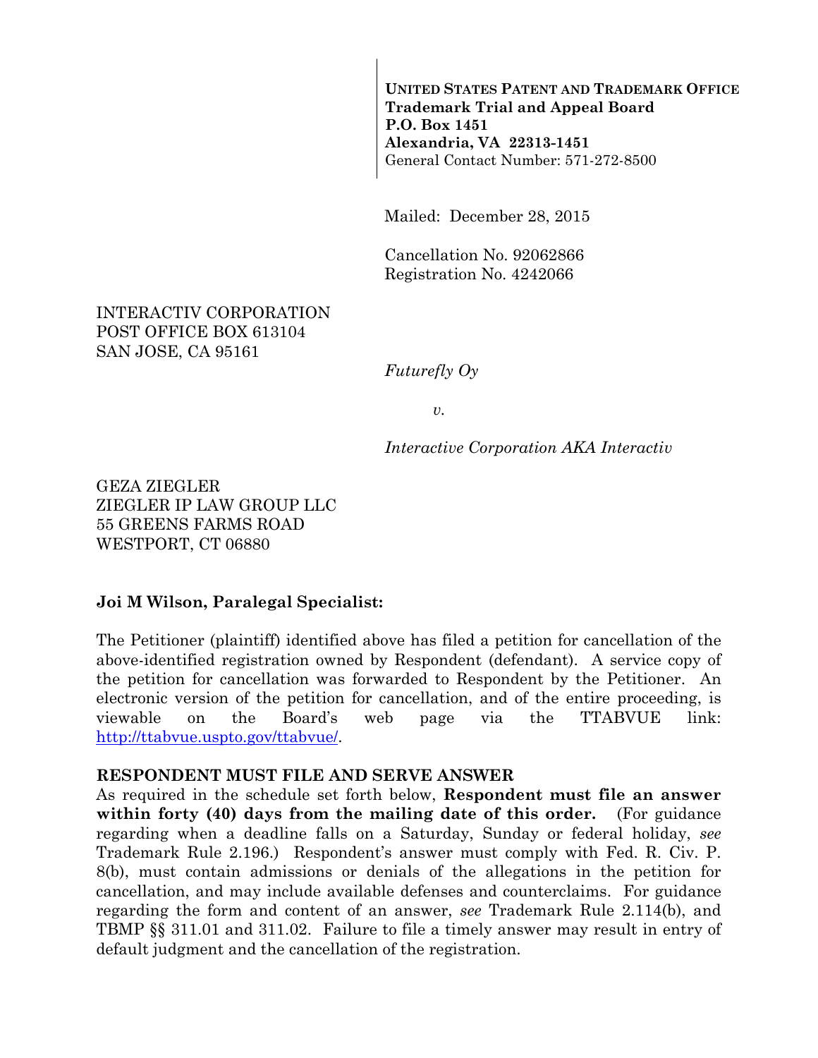**UNITED STATES PATENT AND TRADEMARK OFFICE**
**Trademark Trial and Appeal Board**
**P.O. Box 1451**
**Alexandria, VA 22313-1451**
General Contact Number: 571-272-8500

Mailed: December 28, 2015

Cancellation No. 92062866
Registration No. 4242066

INTERACTIV CORPORATION
POST OFFICE BOX 613104
SAN JOSE, CA 95161

*Futurefly Oy*

*v.*

*Interactive Corporation AKA Interactiv*

GEZA ZIEGLER
ZIEGLER IP LAW GROUP LLC
55 GREENS FARMS ROAD
WESTPORT, CT 06880

**Joi M Wilson, Paralegal Specialist:**

The Petitioner (plaintiff) identified above has filed a petition for cancellation of the above-identified registration owned by Respondent (defendant). A service copy of the petition for cancellation was forwarded to Respondent by the Petitioner. An electronic version of the petition for cancellation, and of the entire proceeding, is viewable on the Board's web page via the TTABVUE link: http://ttabvue.uspto.gov/ttabvue/.

**RESPONDENT MUST FILE AND SERVE ANSWER**

As required in the schedule set forth below, **Respondent must file an answer within forty (40) days from the mailing date of this order.** (For guidance regarding when a deadline falls on a Saturday, Sunday or federal holiday, *see* Trademark Rule 2.196.) Respondent's answer must comply with Fed. R. Civ. P. 8(b), must contain admissions or denials of the allegations in the petition for cancellation, and may include available defenses and counterclaims. For guidance regarding the form and content of an answer, *see* Trademark Rule 2.114(b), and TBMP §§ 311.01 and 311.02. Failure to file a timely answer may result in entry of default judgment and the cancellation of the registration.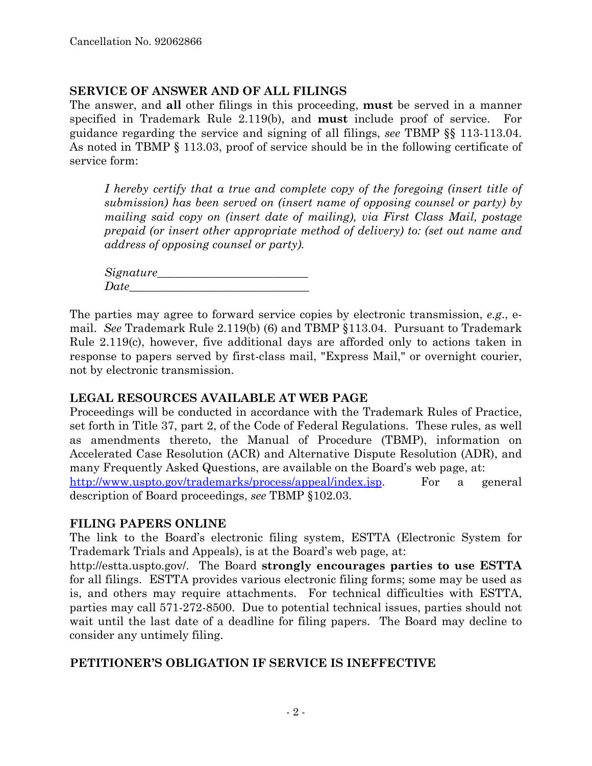## SERVICE OF ANSWER AND OF ALL FILINGS

The answer, and **all** other filings in this proceeding, **must** be served in a manner specified in Trademark Rule 2.119(b), and **must** include proof of service. For guidance regarding the service and signing of all filings, *see* TBMP §§ 113-113.04. As noted in TBMP § 113.03, proof of service should be in the following certificate of service form:

> *I hereby certify that a true and complete copy of the foregoing (insert title of submission) has been served on (insert name of opposing counsel or party) by mailing said copy on (insert date of mailing), via First Class Mail, postage prepaid (or insert other appropriate method of delivery) to: (set out name and address of opposing counsel or party).*
>
> *Signature*_________________________
> *Date*______________________________

The parties may agree to forward service copies by electronic transmission, *e.g*., e-mail. *See* Trademark Rule 2.119(b) (6) and TBMP §113.04. Pursuant to Trademark Rule 2.119(c), however, five additional days are afforded only to actions taken in response to papers served by first-class mail, "Express Mail," or overnight courier, not by electronic transmission.

## LEGAL RESOURCES AVAILABLE AT WEB PAGE

Proceedings will be conducted in accordance with the Trademark Rules of Practice, set forth in Title 37, part 2, of the Code of Federal Regulations. These rules, as well as amendments thereto, the Manual of Procedure (TBMP), information on Accelerated Case Resolution (ACR) and Alternative Dispute Resolution (ADR), and many Frequently Asked Questions, are available on the Board's web page, at: http://www.uspto.gov/trademarks/process/appeal/index.jsp. For a general description of Board proceedings, *see* TBMP §102.03.

## FILING PAPERS ONLINE

The link to the Board's electronic filing system, ESTTA (Electronic System for Trademark Trials and Appeals), is at the Board's web page, at: http://estta.uspto.gov/. The Board **strongly encourages parties to use ESTTA** for all filings. ESTTA provides various electronic filing forms; some may be used as is, and others may require attachments. For technical difficulties with ESTTA, parties may call 571-272-8500. Due to potential technical issues, parties should not wait until the last date of a deadline for filing papers. The Board may decline to consider any untimely filing.

## PETITIONER'S OBLIGATION IF SERVICE IS INEFFECTIVE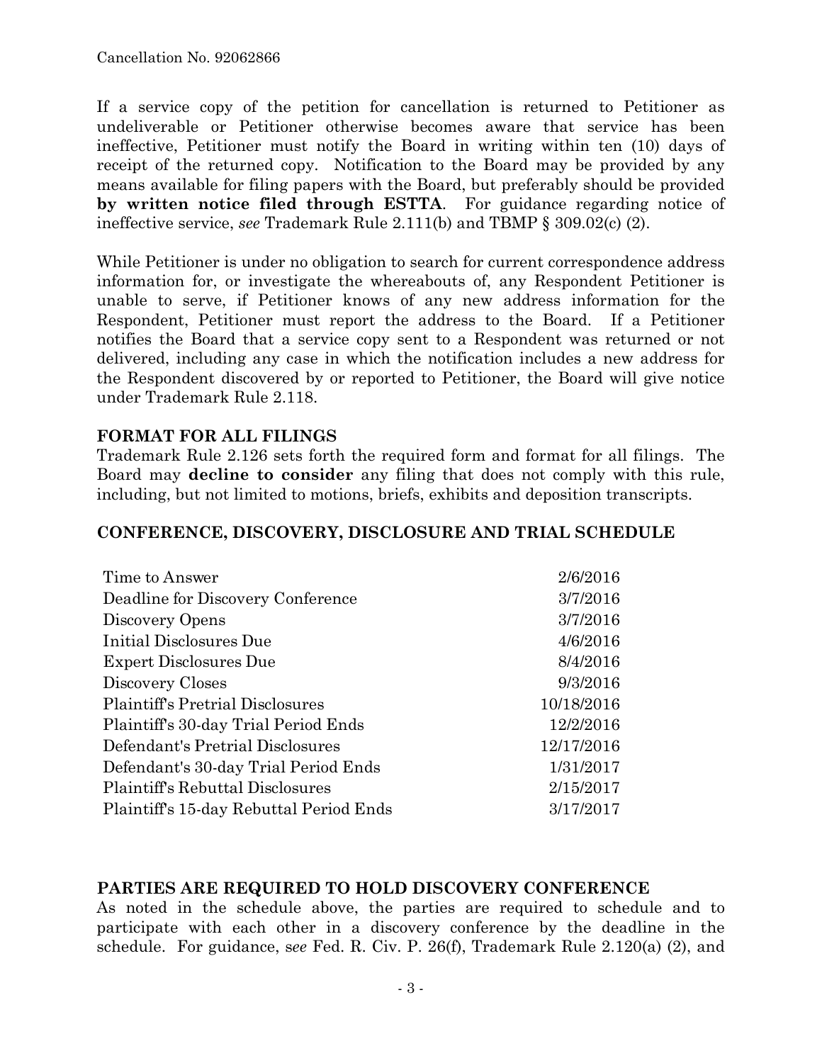If a service copy of the petition for cancellation is returned to Petitioner as undeliverable or Petitioner otherwise becomes aware that service has been ineffective, Petitioner must notify the Board in writing within ten (10) days of receipt of the returned copy. Notification to the Board may be provided by any means available for filing papers with the Board, but preferably should be provided **by written notice filed through ESTTA**. For guidance regarding notice of ineffective service, *see* Trademark Rule 2.111(b) and TBMP § 309.02(c) (2).

While Petitioner is under no obligation to search for current correspondence address information for, or investigate the whereabouts of, any Respondent Petitioner is unable to serve, if Petitioner knows of any new address information for the Respondent, Petitioner must report the address to the Board. If a Petitioner notifies the Board that a service copy sent to a Respondent was returned or not delivered, including any case in which the notification includes a new address for the Respondent discovered by or reported to Petitioner, the Board will give notice under Trademark Rule 2.118.

## FORMAT FOR ALL FILINGS

Trademark Rule 2.126 sets forth the required form and format for all filings. The Board may **decline to consider** any filing that does not comply with this rule, including, but not limited to motions, briefs, exhibits and deposition transcripts.

## CONFERENCE, DISCOVERY, DISCLOSURE AND TRIAL SCHEDULE

| | |
|---|---|
| Time to Answer | 2/6/2016 |
| Deadline for Discovery Conference | 3/7/2016 |
| Discovery Opens | 3/7/2016 |
| Initial Disclosures Due | 4/6/2016 |
| Expert Disclosures Due | 8/4/2016 |
| Discovery Closes | 9/3/2016 |
| Plaintiff's Pretrial Disclosures | 10/18/2016 |
| Plaintiff's 30-day Trial Period Ends | 12/2/2016 |
| Defendant's Pretrial Disclosures | 12/17/2016 |
| Defendant's 30-day Trial Period Ends | 1/31/2017 |
| Plaintiff's Rebuttal Disclosures | 2/15/2017 |
| Plaintiff's 15-day Rebuttal Period Ends | 3/17/2017 |

## PARTIES ARE REQUIRED TO HOLD DISCOVERY CONFERENCE

As noted in the schedule above, the parties are required to schedule and to participate with each other in a discovery conference by the deadline in the schedule. For guidance, *see* Fed. R. Civ. P. 26(f), Trademark Rule 2.120(a) (2), and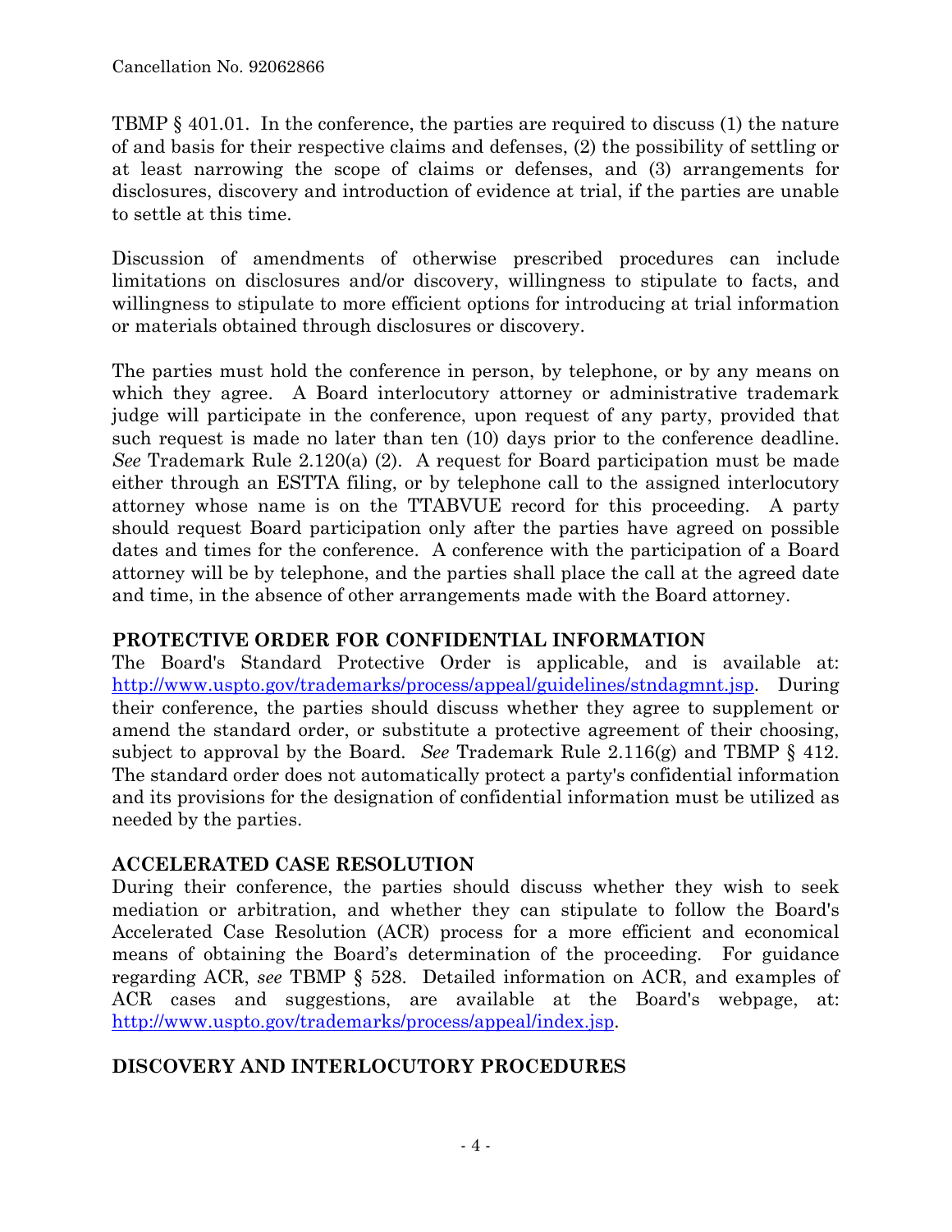TBMP § 401.01. In the conference, the parties are required to discuss (1) the nature of and basis for their respective claims and defenses, (2) the possibility of settling or at least narrowing the scope of claims or defenses, and (3) arrangements for disclosures, discovery and introduction of evidence at trial, if the parties are unable to settle at this time.

Discussion of amendments of otherwise prescribed procedures can include limitations on disclosures and/or discovery, willingness to stipulate to facts, and willingness to stipulate to more efficient options for introducing at trial information or materials obtained through disclosures or discovery.

The parties must hold the conference in person, by telephone, or by any means on which they agree. A Board interlocutory attorney or administrative trademark judge will participate in the conference, upon request of any party, provided that such request is made no later than ten (10) days prior to the conference deadline. *See* Trademark Rule 2.120(a) (2). A request for Board participation must be made either through an ESTTA filing, or by telephone call to the assigned interlocutory attorney whose name is on the TTABVUE record for this proceeding. A party should request Board participation only after the parties have agreed on possible dates and times for the conference. A conference with the participation of a Board attorney will be by telephone, and the parties shall place the call at the agreed date and time, in the absence of other arrangements made with the Board attorney.

**PROTECTIVE ORDER FOR CONFIDENTIAL INFORMATION**

The Board's Standard Protective Order is applicable, and is available at: http://www.uspto.gov/trademarks/process/appeal/guidelines/stndagmnt.jsp. During their conference, the parties should discuss whether they agree to supplement or amend the standard order, or substitute a protective agreement of their choosing, subject to approval by the Board. *See* Trademark Rule 2.116(g) and TBMP § 412. The standard order does not automatically protect a party's confidential information and its provisions for the designation of confidential information must be utilized as needed by the parties.

**ACCELERATED CASE RESOLUTION**

During their conference, the parties should discuss whether they wish to seek mediation or arbitration, and whether they can stipulate to follow the Board's Accelerated Case Resolution (ACR) process for a more efficient and economical means of obtaining the Board's determination of the proceeding. For guidance regarding ACR, *see* TBMP § 528. Detailed information on ACR, and examples of ACR cases and suggestions, are available at the Board's webpage, at: http://www.uspto.gov/trademarks/process/appeal/index.jsp.

**DISCOVERY AND INTERLOCUTORY PROCEDURES**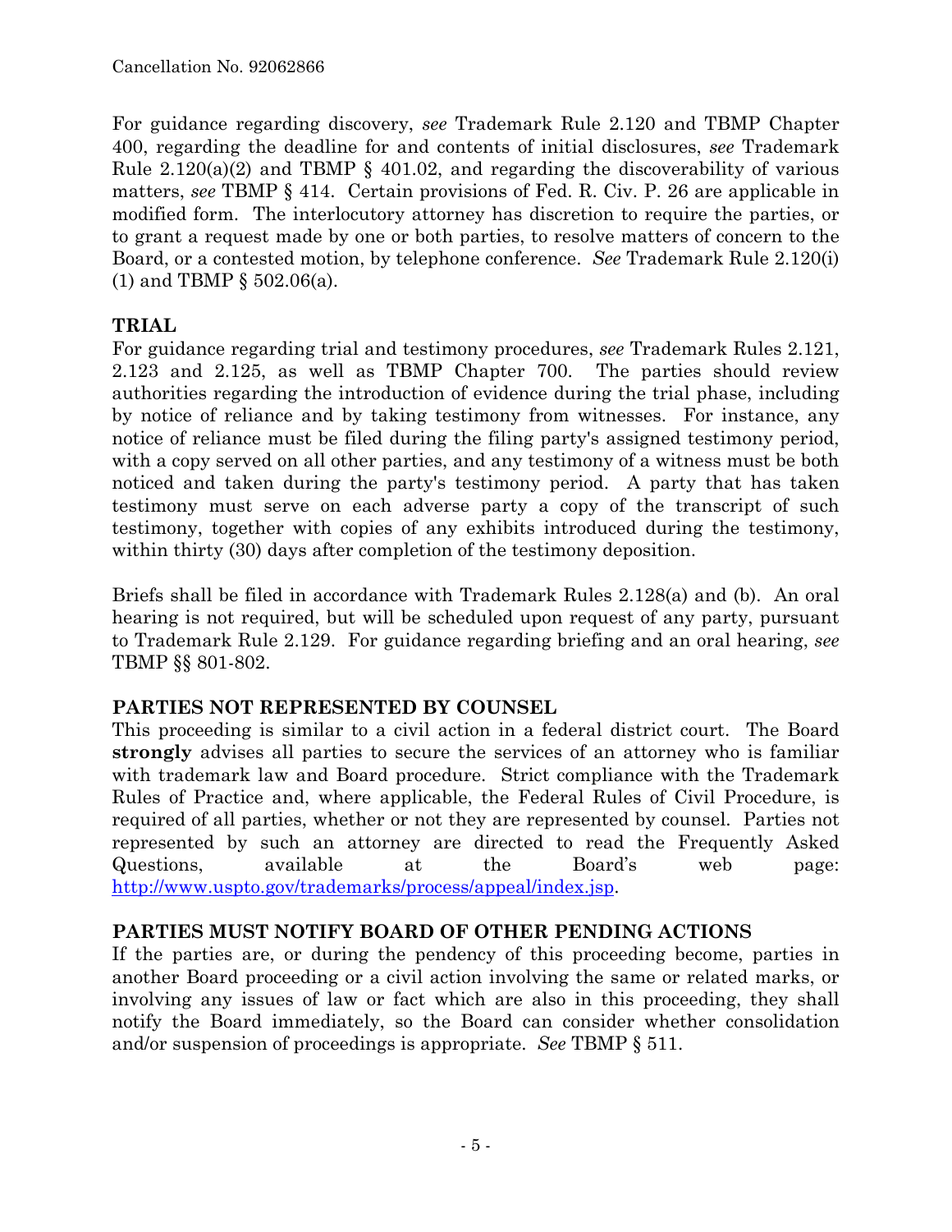For guidance regarding discovery, *see* Trademark Rule 2.120 and TBMP Chapter 400, regarding the deadline for and contents of initial disclosures, *see* Trademark Rule 2.120(a)(2) and TBMP § 401.02, and regarding the discoverability of various matters, *see* TBMP § 414. Certain provisions of Fed. R. Civ. P. 26 are applicable in modified form. The interlocutory attorney has discretion to require the parties, or to grant a request made by one or both parties, to resolve matters of concern to the Board, or a contested motion, by telephone conference. *See* Trademark Rule 2.120(i)(1) and TBMP § 502.06(a).

## TRIAL

For guidance regarding trial and testimony procedures, *see* Trademark Rules 2.121, 2.123 and 2.125, as well as TBMP Chapter 700. The parties should review authorities regarding the introduction of evidence during the trial phase, including by notice of reliance and by taking testimony from witnesses. For instance, any notice of reliance must be filed during the filing party's assigned testimony period, with a copy served on all other parties, and any testimony of a witness must be both noticed and taken during the party's testimony period. A party that has taken testimony must serve on each adverse party a copy of the transcript of such testimony, together with copies of any exhibits introduced during the testimony, within thirty (30) days after completion of the testimony deposition.

Briefs shall be filed in accordance with Trademark Rules 2.128(a) and (b). An oral hearing is not required, but will be scheduled upon request of any party, pursuant to Trademark Rule 2.129. For guidance regarding briefing and an oral hearing, *see* TBMP §§ 801-802.

## PARTIES NOT REPRESENTED BY COUNSEL

This proceeding is similar to a civil action in a federal district court. The Board **strongly** advises all parties to secure the services of an attorney who is familiar with trademark law and Board procedure. Strict compliance with the Trademark Rules of Practice and, where applicable, the Federal Rules of Civil Procedure, is required of all parties, whether or not they are represented by counsel. Parties not represented by such an attorney are directed to read the Frequently Asked Questions, available at the Board's web page: [http://www.uspto.gov/trademarks/process/appeal/index.jsp](http://www.uspto.gov/trademarks/process/appeal/index.jsp).

## PARTIES MUST NOTIFY BOARD OF OTHER PENDING ACTIONS

If the parties are, or during the pendency of this proceeding become, parties in another Board proceeding or a civil action involving the same or related marks, or involving any issues of law or fact which are also in this proceeding, they shall notify the Board immediately, so the Board can consider whether consolidation and/or suspension of proceedings is appropriate. *See* TBMP § 511.